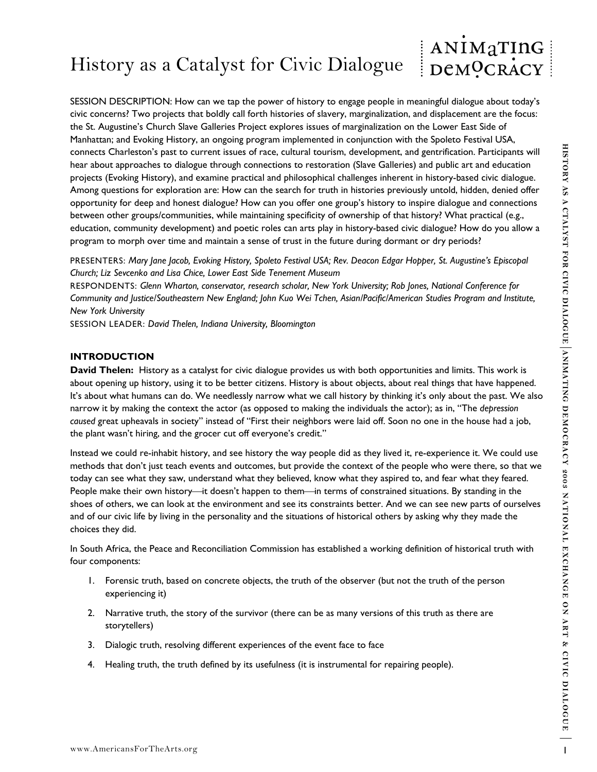# History as a Catalyst for Civic Dialogue

SESSION DESCRIPTION: How can we tap the power of history to engage people in meaningful dialogue about today's civic concerns? Two projects that boldly call forth histories of slavery, marginalization, and displacement are the focus: the St. Augustine's Church Slave Galleries Project explores issues of marginalization on the Lower East Side of Manhattan; and Evoking History, an ongoing program implemented in conjunction with the Spoleto Festival USA, connects Charleston's past to current issues of race, cultural tourism, development, and gentrification. Participants will hear about approaches to dialogue through connections to restoration (Slave Galleries) and public art and education projects (Evoking History), and examine practical and philosophical challenges inherent in history-based civic dialogue. Among questions for exploration are: How can the search for truth in histories previously untold, hidden, denied offer opportunity for deep and honest dialogue? How can you offer one group's history to inspire dialogue and connections between other groups/communities, while maintaining specificity of ownership of that history? What practical (e.g., education, community development) and poetic roles can arts play in history-based civic dialogue? How do you allow a program to morph over time and maintain a sense of trust in the future during dormant or dry periods?

PRESENTERS: *Mary Jane Jacob, Evoking History, Spoleto Festival USA; Rev. Deacon Edgar Hopper, St. Augustine's Episcopal Church; Liz Sevcenko and Lisa Chice, Lower East Side Tenement Museum*

RESPONDENTS: *Glenn Wharton, conservator, research scholar, New York University; Rob Jones, National Conference for Community and Justice/Southeastern New England; John Kuo Wei Tchen, Asian/Pacific/American Studies Program and Institute, New York University*

SESSION LEADER: *David Thelen, Indiana University, Bloomington*

## INTRODUCTION

**David Thelen:** History as a catalyst for civic dialogue provides us with both opportunities and limits. This work is about opening up history, using it to be better citizens. History is about objects, about real things that have happened. It's about what humans can do. We needlessly narrow what we call history by thinking it's only about the past. We also narrow it by making the context the actor (as opposed to making the individuals the actor); as in, "The *depression caused* great upheavals in society" instead of "First their neighbors were laid off. Soon no one in the house had a job, the plant wasn't hiring, and the grocer cut off everyone's credit."

Instead we could re-inhabit history, and see history the way people did as they lived it, re-experience it. We could use methods that don't just teach events and outcomes, but provide the context of the people who were there, so that we today can see what they saw, understand what they believed, know what they aspired to, and fear what they feared. People make their own history—it doesn't happen to them—in terms of constrained situations. By standing in the shoes of others, we can look at the environment and see its constraints better. And we can see new parts of ourselves and of our civic life by living in the personality and the situations of historical others by asking why they made the choices they did.

In South Africa, the Peace and Reconciliation Commission has established a working definition of historical truth with four components:

1. Forensic truth, based on concrete objects, the truth of the observer (but not the truth of the person experiencing it)
2. Narrative truth, the story of the survivor (there can be as many versions of this truth as there are storytellers)
3. Dialogic truth, resolving different experiences of the event face to face
4. Healing truth, the truth defined by its usefulness (it is instrumental for repairing people).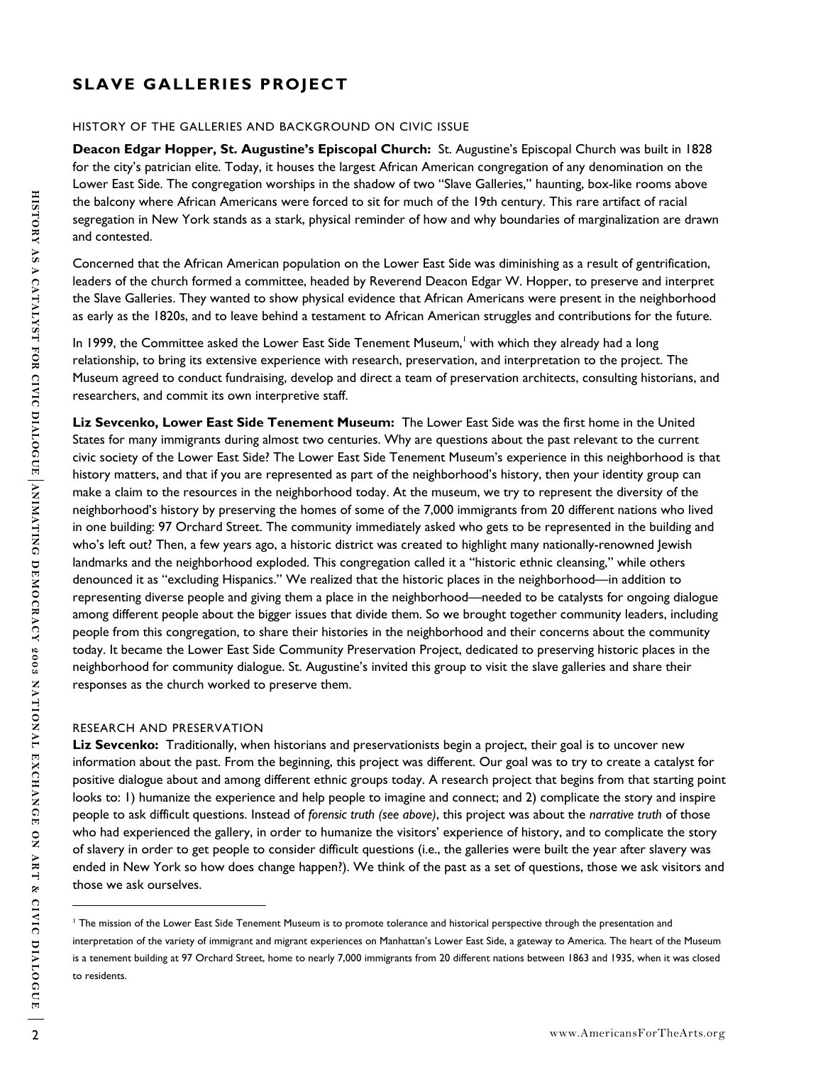## SLAVE GALLERIES PROJECT

### HISTORY OF THE GALLERIES AND BACKGROUND ON CIVIC ISSUE

**Deacon Edgar Hopper, St. Augustine's Episcopal Church:** St. Augustine's Episcopal Church was built in 1828 for the city's patrician elite. Today, it houses the largest African American congregation of any denomination on the Lower East Side. The congregation worships in the shadow of two "Slave Galleries," haunting, box-like rooms above the balcony where African Americans were forced to sit for much of the 19th century. This rare artifact of racial segregation in New York stands as a stark, physical reminder of how and why boundaries of marginalization are drawn and contested.

Concerned that the African American population on the Lower East Side was diminishing as a result of gentrification, leaders of the church formed a committee, headed by Reverend Deacon Edgar W. Hopper, to preserve and interpret the Slave Galleries. They wanted to show physical evidence that African Americans were present in the neighborhood as early as the 1820s, and to leave behind a testament to African American struggles and contributions for the future.

In 1999, the Committee asked the Lower East Side Tenement Museum,[1] with which they already had a long relationship, to bring its extensive experience with research, preservation, and interpretation to the project. The Museum agreed to conduct fundraising, develop and direct a team of preservation architects, consulting historians, and researchers, and commit its own interpretive staff.

**Liz Sevcenko, Lower East Side Tenement Museum:** The Lower East Side was the first home in the United States for many immigrants during almost two centuries. Why are questions about the past relevant to the current civic society of the Lower East Side? The Lower East Side Tenement Museum's experience in this neighborhood is that history matters, and that if you are represented as part of the neighborhood's history, then your identity group can make a claim to the resources in the neighborhood today. At the museum, we try to represent the diversity of the neighborhood's history by preserving the homes of some of the 7,000 immigrants from 20 different nations who lived in one building: 97 Orchard Street. The community immediately asked who gets to be represented in the building and who's left out? Then, a few years ago, a historic district was created to highlight many nationally-renowned Jewish landmarks and the neighborhood exploded. This congregation called it a "historic ethnic cleansing," while others denounced it as "excluding Hispanics." We realized that the historic places in the neighborhood—in addition to representing diverse people and giving them a place in the neighborhood—needed to be catalysts for ongoing dialogue among different people about the bigger issues that divide them. So we brought together community leaders, including people from this congregation, to share their histories in the neighborhood and their concerns about the community today. It became the Lower East Side Community Preservation Project, dedicated to preserving historic places in the neighborhood for community dialogue. St. Augustine's invited this group to visit the slave galleries and share their responses as the church worked to preserve them.

### RESEARCH AND PRESERVATION

**Liz Sevcenko:** Traditionally, when historians and preservationists begin a project, their goal is to uncover new information about the past. From the beginning, this project was different. Our goal was to try to create a catalyst for positive dialogue about and among different ethnic groups today. A research project that begins from that starting point looks to: 1) humanize the experience and help people to imagine and connect; and 2) complicate the story and inspire people to ask difficult questions. Instead of *forensic truth (see above)*, this project was about the *narrative truth* of those who had experienced the gallery, in order to humanize the visitors' experience of history, and to complicate the story of slavery in order to get people to consider difficult questions (i.e., the galleries were built the year after slavery was ended in New York so how does change happen?). We think of the past as a set of questions, those we ask visitors and those we ask ourselves.

---

[1] The mission of the Lower East Side Tenement Museum is to promote tolerance and historical perspective through the presentation and interpretation of the variety of immigrant and migrant experiences on Manhattan's Lower East Side, a gateway to America. The heart of the Museum is a tenement building at 97 Orchard Street, home to nearly 7,000 immigrants from 20 different nations between 1863 and 1935, when it was closed to residents.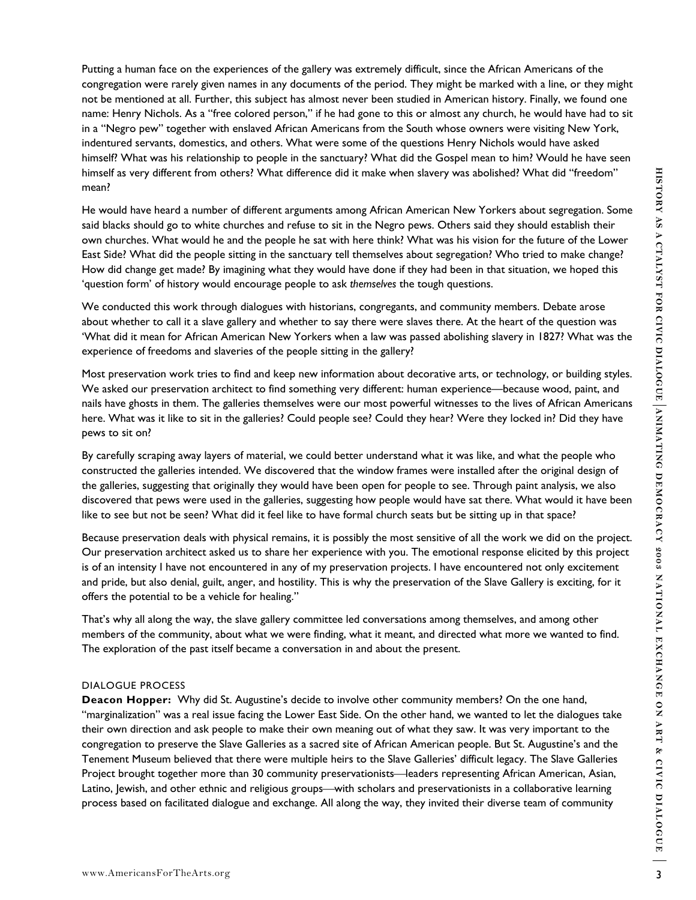Putting a human face on the experiences of the gallery was extremely difficult, since the African Americans of the congregation were rarely given names in any documents of the period. They might be marked with a line, or they might not be mentioned at all. Further, this subject has almost never been studied in American history. Finally, we found one name: Henry Nichols. As a "free colored person," if he had gone to this or almost any church, he would have had to sit in a "Negro pew" together with enslaved African Americans from the South whose owners were visiting New York, indentured servants, domestics, and others. What were some of the questions Henry Nichols would have asked himself? What was his relationship to people in the sanctuary? What did the Gospel mean to him? Would he have seen himself as very different from others? What difference did it make when slavery was abolished? What did "freedom" mean?

He would have heard a number of different arguments among African American New Yorkers about segregation. Some said blacks should go to white churches and refuse to sit in the Negro pews. Others said they should establish their own churches. What would he and the people he sat with here think? What was his vision for the future of the Lower East Side? What did the people sitting in the sanctuary tell themselves about segregation? Who tried to make change? How did change get made? By imagining what they would have done if they had been in that situation, we hoped this 'question form' of history would encourage people to ask *themselves* the tough questions.

We conducted this work through dialogues with historians, congregants, and community members. Debate arose about whether to call it a slave gallery and whether to say there were slaves there. At the heart of the question was 'What did it mean for African American New Yorkers when a law was passed abolishing slavery in 1827? What was the experience of freedoms and slaveries of the people sitting in the gallery?

Most preservation work tries to find and keep new information about decorative arts, or technology, or building styles. We asked our preservation architect to find something very different: human experience—because wood, paint, and nails have ghosts in them. The galleries themselves were our most powerful witnesses to the lives of African Americans here. What was it like to sit in the galleries? Could people see? Could they hear? Were they locked in? Did they have pews to sit on?

By carefully scraping away layers of material, we could better understand what it was like, and what the people who constructed the galleries intended. We discovered that the window frames were installed after the original design of the galleries, suggesting that originally they would have been open for people to see. Through paint analysis, we also discovered that pews were used in the galleries, suggesting how people would have sat there. What would it have been like to see but not be seen? What did it feel like to have formal church seats but be sitting up in that space?

Because preservation deals with physical remains, it is possibly the most sensitive of all the work we did on the project. Our preservation architect asked us to share her experience with you. The emotional response elicited by this project is of an intensity I have not encountered in any of my preservation projects. I have encountered not only excitement and pride, but also denial, guilt, anger, and hostility. This is why the preservation of the Slave Gallery is exciting, for it offers the potential to be a vehicle for healing."

That's why all along the way, the slave gallery committee led conversations among themselves, and among other members of the community, about what we were finding, what it meant, and directed what more we wanted to find. The exploration of the past itself became a conversation in and about the present.

## DIALOGUE PROCESS

**Deacon Hopper:** Why did St. Augustine's decide to involve other community members? On the one hand, "marginalization" was a real issue facing the Lower East Side. On the other hand, we wanted to let the dialogues take their own direction and ask people to make their own meaning out of what they saw. It was very important to the congregation to preserve the Slave Galleries as a sacred site of African American people. But St. Augustine's and the Tenement Museum believed that there were multiple heirs to the Slave Galleries' difficult legacy. The Slave Galleries Project brought together more than 30 community preservationists—leaders representing African American, Asian, Latino, Jewish, and other ethnic and religious groups—with scholars and preservationists in a collaborative learning process based on facilitated dialogue and exchange. All along the way, they invited their diverse team of community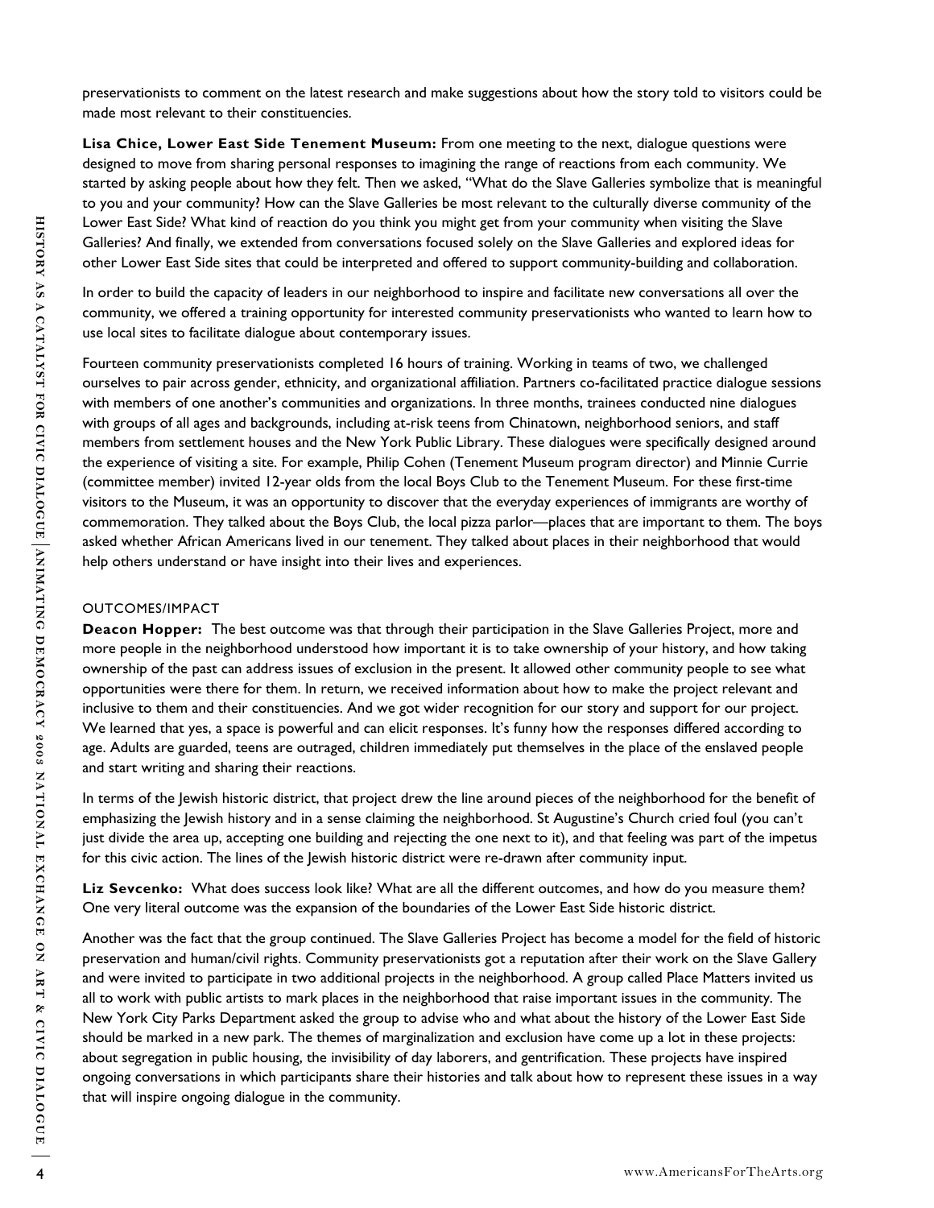preservationists to comment on the latest research and make suggestions about how the story told to visitors could be made most relevant to their constituencies.

**Lisa Chice, Lower East Side Tenement Museum:** From one meeting to the next, dialogue questions were designed to move from sharing personal responses to imagining the range of reactions from each community. We started by asking people about how they felt. Then we asked, "What do the Slave Galleries symbolize that is meaningful to you and your community? How can the Slave Galleries be most relevant to the culturally diverse community of the Lower East Side? What kind of reaction do you think you might get from your community when visiting the Slave Galleries? And finally, we extended from conversations focused solely on the Slave Galleries and explored ideas for other Lower East Side sites that could be interpreted and offered to support community-building and collaboration.

In order to build the capacity of leaders in our neighborhood to inspire and facilitate new conversations all over the community, we offered a training opportunity for interested community preservationists who wanted to learn how to use local sites to facilitate dialogue about contemporary issues.

Fourteen community preservationists completed 16 hours of training. Working in teams of two, we challenged ourselves to pair across gender, ethnicity, and organizational affiliation. Partners co-facilitated practice dialogue sessions with members of one another's communities and organizations. In three months, trainees conducted nine dialogues with groups of all ages and backgrounds, including at-risk teens from Chinatown, neighborhood seniors, and staff members from settlement houses and the New York Public Library. These dialogues were specifically designed around the experience of visiting a site. For example, Philip Cohen (Tenement Museum program director) and Minnie Currie (committee member) invited 12-year olds from the local Boys Club to the Tenement Museum. For these first-time visitors to the Museum, it was an opportunity to discover that the everyday experiences of immigrants are worthy of commemoration. They talked about the Boys Club, the local pizza parlor—places that are important to them. The boys asked whether African Americans lived in our tenement. They talked about places in their neighborhood that would help others understand or have insight into their lives and experiences.

## OUTCOMES/IMPACT

**Deacon Hopper:** The best outcome was that through their participation in the Slave Galleries Project, more and more people in the neighborhood understood how important it is to take ownership of your history, and how taking ownership of the past can address issues of exclusion in the present. It allowed other community people to see what opportunities were there for them. In return, we received information about how to make the project relevant and inclusive to them and their constituencies. And we got wider recognition for our story and support for our project. We learned that yes, a space is powerful and can elicit responses. It's funny how the responses differed according to age. Adults are guarded, teens are outraged, children immediately put themselves in the place of the enslaved people and start writing and sharing their reactions.

In terms of the Jewish historic district, that project drew the line around pieces of the neighborhood for the benefit of emphasizing the Jewish history and in a sense claiming the neighborhood. St Augustine's Church cried foul (you can't just divide the area up, accepting one building and rejecting the one next to it), and that feeling was part of the impetus for this civic action. The lines of the Jewish historic district were re-drawn after community input.

**Liz Sevcenko:** What does success look like? What are all the different outcomes, and how do you measure them? One very literal outcome was the expansion of the boundaries of the Lower East Side historic district.

Another was the fact that the group continued. The Slave Galleries Project has become a model for the field of historic preservation and human/civil rights. Community preservationists got a reputation after their work on the Slave Gallery and were invited to participate in two additional projects in the neighborhood. A group called Place Matters invited us all to work with public artists to mark places in the neighborhood that raise important issues in the community. The New York City Parks Department asked the group to advise who and what about the history of the Lower East Side should be marked in a new park. The themes of marginalization and exclusion have come up a lot in these projects: about segregation in public housing, the invisibility of day laborers, and gentrification. These projects have inspired ongoing conversations in which participants share their histories and talk about how to represent these issues in a way that will inspire ongoing dialogue in the community.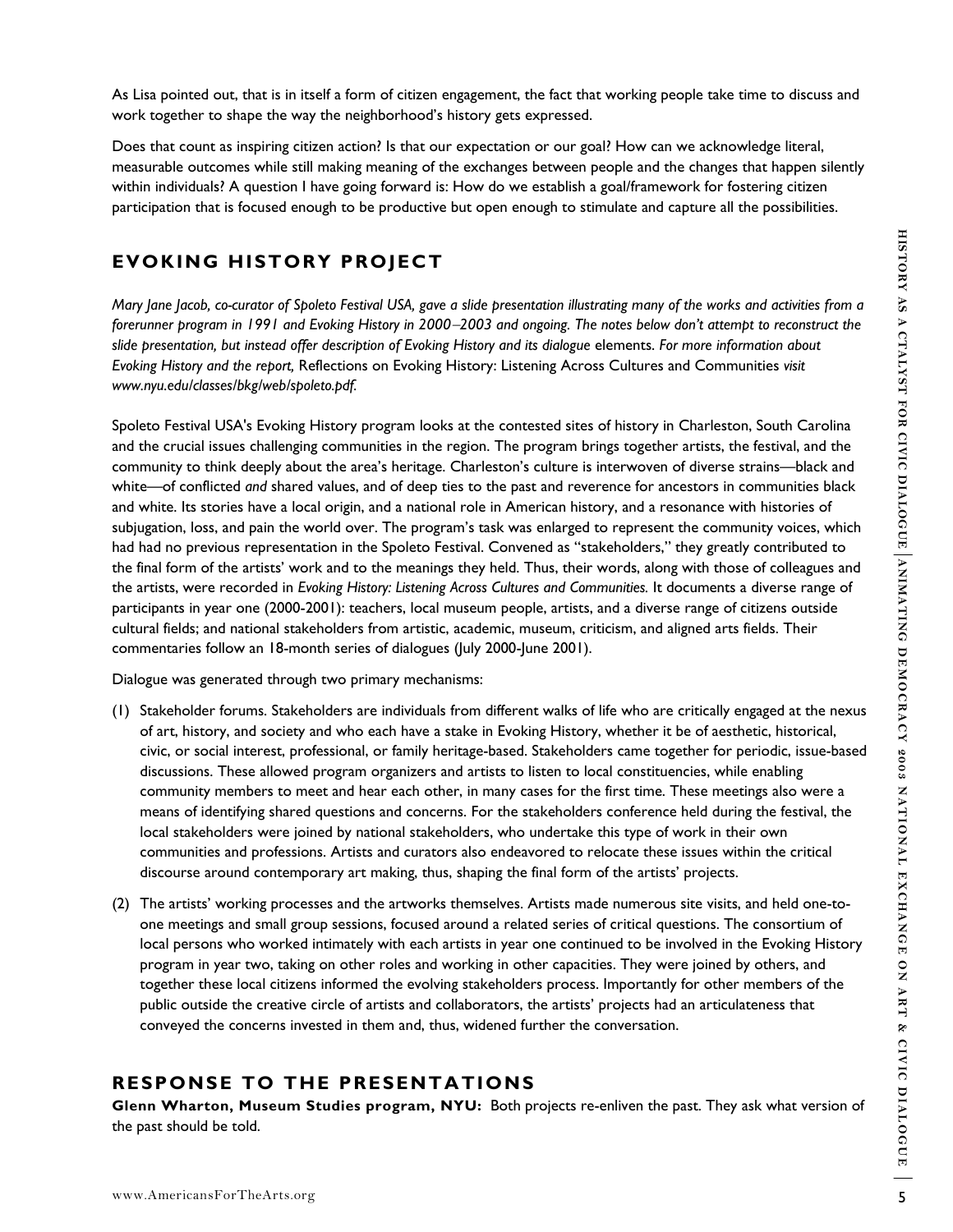As Lisa pointed out, that is in itself a form of citizen engagement, the fact that working people take time to discuss and work together to shape the way the neighborhood's history gets expressed.

Does that count as inspiring citizen action? Is that our expectation or our goal? How can we acknowledge literal, measurable outcomes while still making meaning of the exchanges between people and the changes that happen silently within individuals? A question I have going forward is: How do we establish a goal/framework for fostering citizen participation that is focused enough to be productive but open enough to stimulate and capture all the possibilities.

## EVOKING HISTORY PROJECT

*Mary Jane Jacob, co-curator of Spoleto Festival USA, gave a slide presentation illustrating many of the works and activities from a forerunner program in 1991 and Evoking History in 2000–2003 and ongoing. The notes below don't attempt to reconstruct the slide presentation, but instead offer description of Evoking History and its dialogue* elements. *For more information about Evoking History and the report,* Reflections on Evoking History: Listening Across Cultures and Communities *visit www.nyu.edu/classes/bkg/web/spoleto.pdf.*

Spoleto Festival USA's Evoking History program looks at the contested sites of history in Charleston, South Carolina and the crucial issues challenging communities in the region. The program brings together artists, the festival, and the community to think deeply about the area's heritage. Charleston's culture is interwoven of diverse strains—black and white—of conflicted *and* shared values, and of deep ties to the past and reverence for ancestors in communities black and white. Its stories have a local origin, and a national role in American history, and a resonance with histories of subjugation, loss, and pain the world over. The program's task was enlarged to represent the community voices, which had had no previous representation in the Spoleto Festival. Convened as "stakeholders," they greatly contributed to the final form of the artists' work and to the meanings they held. Thus, their words, along with those of colleagues and the artists, were recorded in *Evoking History: Listening Across Cultures and Communities.* It documents a diverse range of participants in year one (2000-2001): teachers, local museum people, artists, and a diverse range of citizens outside cultural fields; and national stakeholders from artistic, academic, museum, criticism, and aligned arts fields. Their commentaries follow an 18-month series of dialogues (July 2000-June 2001).

Dialogue was generated through two primary mechanisms:

(1) Stakeholder forums. Stakeholders are individuals from different walks of life who are critically engaged at the nexus of art, history, and society and who each have a stake in Evoking History, whether it be of aesthetic, historical, civic, or social interest, professional, or family heritage-based. Stakeholders came together for periodic, issue-based discussions. These allowed program organizers and artists to listen to local constituencies, while enabling community members to meet and hear each other, in many cases for the first time. These meetings also were a means of identifying shared questions and concerns. For the stakeholders conference held during the festival, the local stakeholders were joined by national stakeholders, who undertake this type of work in their own communities and professions. Artists and curators also endeavored to relocate these issues within the critical discourse around contemporary art making, thus, shaping the final form of the artists' projects.

(2) The artists' working processes and the artworks themselves. Artists made numerous site visits, and held one-to-one meetings and small group sessions, focused around a related series of critical questions. The consortium of local persons who worked intimately with each artists in year one continued to be involved in the Evoking History program in year two, taking on other roles and working in other capacities. They were joined by others, and together these local citizens informed the evolving stakeholders process. Importantly for other members of the public outside the creative circle of artists and collaborators, the artists' projects had an articulateness that conveyed the concerns invested in them and, thus, widened further the conversation.

## RESPONSE TO THE PRESENTATIONS

**Glenn Wharton, Museum Studies program, NYU:** Both projects re-enliven the past. They ask what version of the past should be told.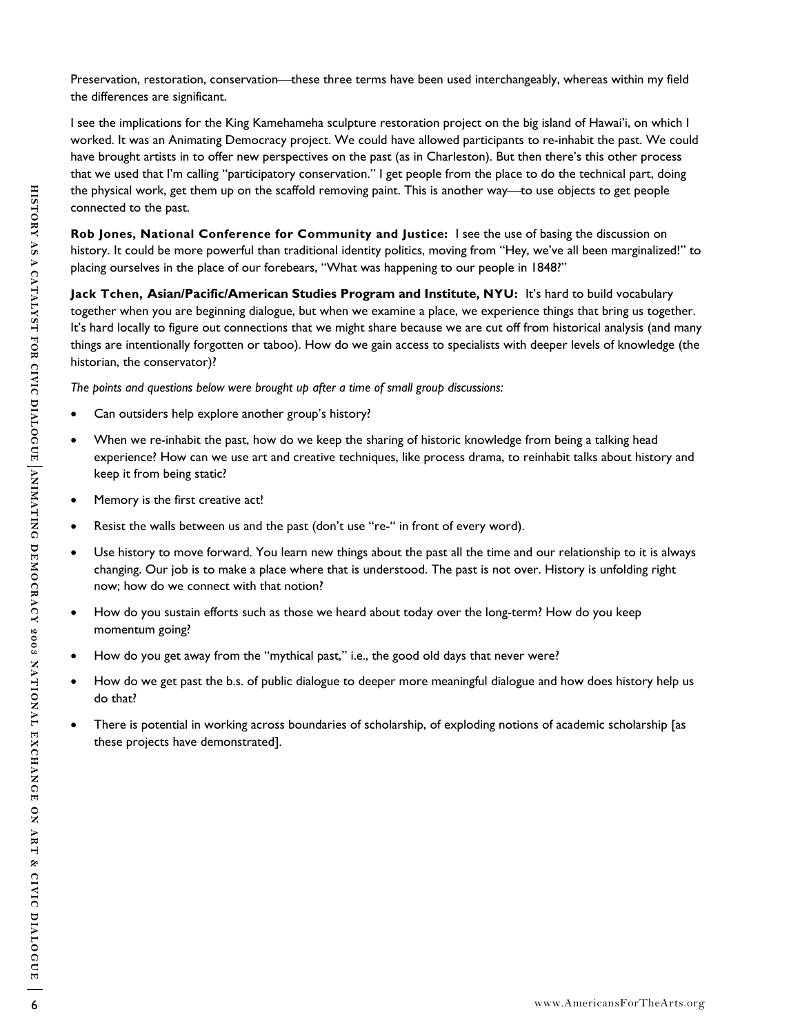Preservation, restoration, conservation—these three terms have been used interchangeably, whereas within my field the differences are significant.

I see the implications for the King Kamehameha sculpture restoration project on the big island of Hawai'i, on which I worked. It was an Animating Democracy project. We could have allowed participants to re-inhabit the past. We could have brought artists in to offer new perspectives on the past (as in Charleston). But then there's this other process that we used that I'm calling "participatory conservation." I get people from the place to do the technical part, doing the physical work, get them up on the scaffold removing paint. This is another way—to use objects to get people connected to the past.

**Rob Jones, National Conference for Community and Justice:** I see the use of basing the discussion on history. It could be more powerful than traditional identity politics, moving from "Hey, we've all been marginalized!" to placing ourselves in the place of our forebears, "What was happening to our people in 1848?"

**Jack Tchen, Asian/Pacific/American Studies Program and Institute, NYU:** It's hard to build vocabulary together when you are beginning dialogue, but when we examine a place, we experience things that bring us together. It's hard locally to figure out connections that we might share because we are cut off from historical analysis (and many things are intentionally forgotten or taboo). How do we gain access to specialists with deeper levels of knowledge (the historian, the conservator)?

*The points and questions below were brought up after a time of small group discussions:*

- Can outsiders help explore another group's history?
- When we re-inhabit the past, how do we keep the sharing of historic knowledge from being a talking head experience? How can we use art and creative techniques, like process drama, to reinhabit talks about history and keep it from being static?
- Memory is the first creative act!
- Resist the walls between us and the past (don't use "re-" in front of every word).
- Use history to move forward. You learn new things about the past all the time and our relationship to it is always changing. Our job is to make a place where that is understood. The past is not over. History is unfolding right now; how do we connect with that notion?
- How do you sustain efforts such as those we heard about today over the long-term? How do you keep momentum going?
- How do you get away from the "mythical past," i.e., the good old days that never were?
- How do we get past the b.s. of public dialogue to deeper more meaningful dialogue and how does history help us do that?
- There is potential in working across boundaries of scholarship, of exploding notions of academic scholarship [as these projects have demonstrated].